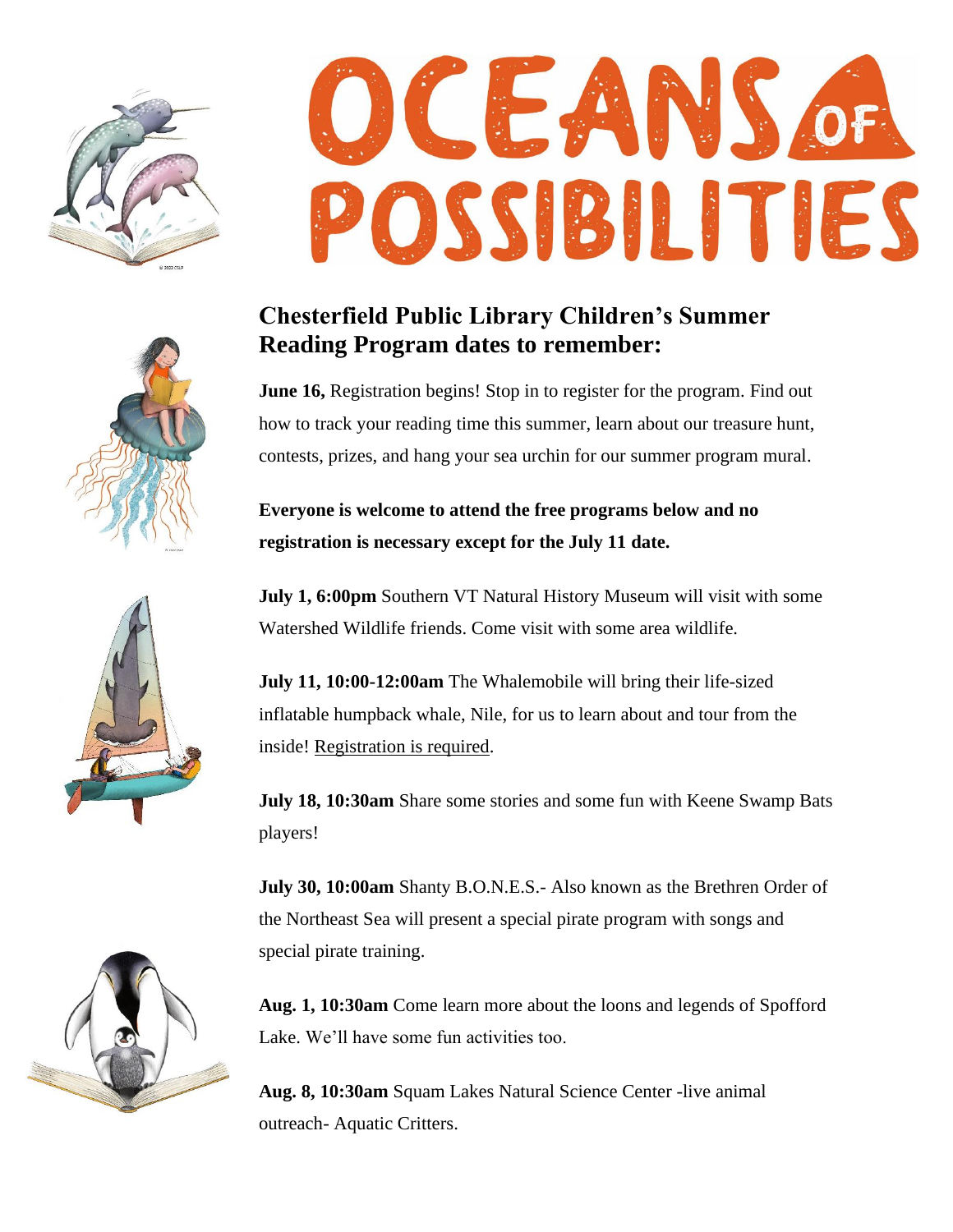# OCEANS OF POSSIBILITIES

## Chesterfield Public Library Children's Summer Reading Program dates to remember:

**June 16,** Registration begins! Stop in to register for the program. Find out how to track your reading time this summer, learn about our treasure hunt, contests, prizes, and hang your sea urchin for our summer program mural.

**Everyone is welcome to attend the free programs below and no registration is necessary except for the July 11 date.**

**July 1, 6:00pm** Southern VT Natural History Museum will visit with some Watershed Wildlife friends. Come visit with some area wildlife.

**July 11, 10:00-12:00am** The Whalemobile will bring their life-sized inflatable humpback whale, Nile, for us to learn about and tour from the inside! Registration is required.

**July 18, 10:30am** Share some stories and some fun with Keene Swamp Bats players!

**July 30, 10:00am** Shanty B.O.N.E.S.- Also known as the Brethren Order of the Northeast Sea will present a special pirate program with songs and special pirate training.

**Aug. 1, 10:30am** Come learn more about the loons and legends of Spofford Lake. We'll have some fun activities too.

**Aug. 8, 10:30am** Squam Lakes Natural Science Center -live animal outreach- Aquatic Critters.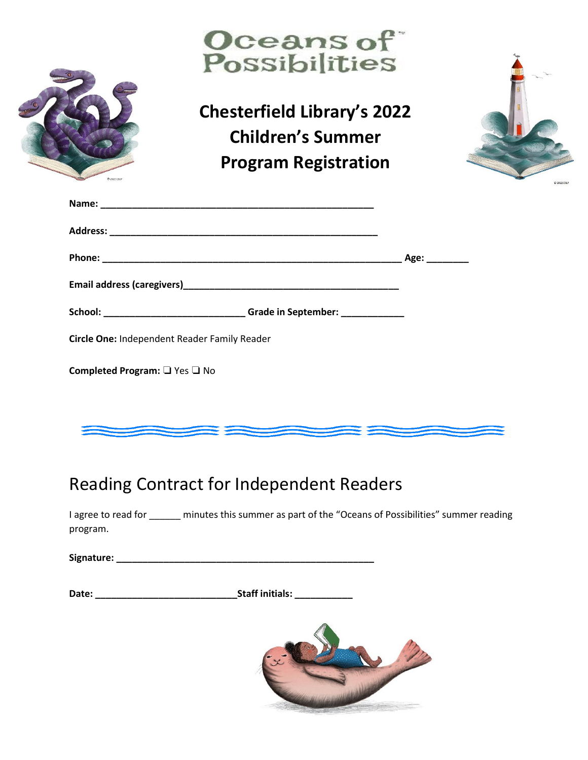Oceans of Possibilities

# Chesterfield Library's 2022 Children's Summer Program Registration

**Name:** _______________________________________________

**Address:** _______________________________________________

**Phone:** ______________________________________________________ **Age:** ________

**Email address (caregivers)**________________________________________

**School:** __________________________ **Grade in September:** ____________

**Circle One:** Independent Reader Family Reader

**Completed Program:** ❑ Yes ❑ No

## Reading Contract for Independent Readers

I agree to read for ______ minutes this summer as part of the "Oceans of Possibilities" summer reading program.

**Signature:** _______________________________________________

**Date:** __________________________ **Staff initials:** ___________